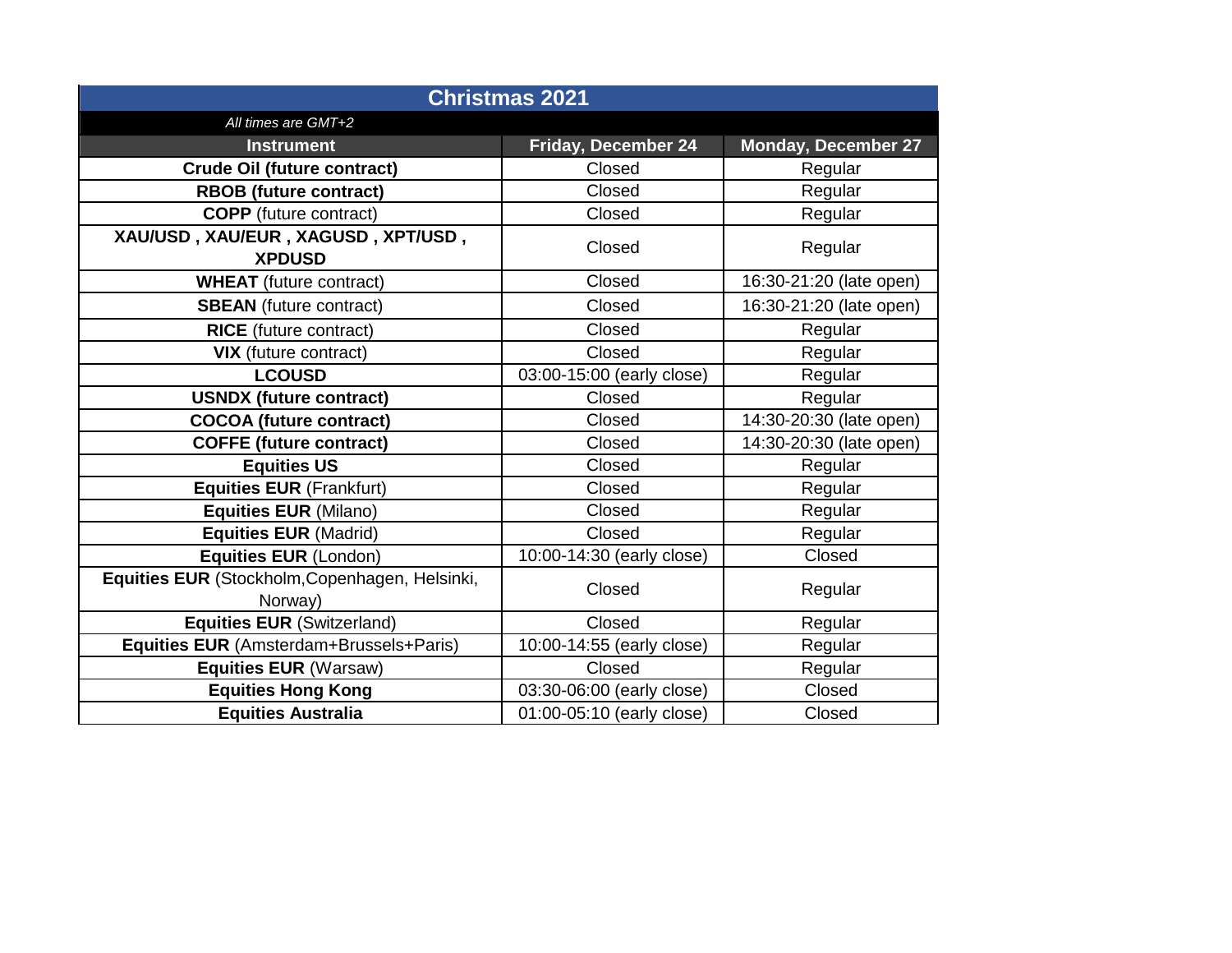# Christmas 2021

*All times are GMT+2*

| Instrument | Friday, December 24 | Monday, December 27 |
|---|---|---|
| **Crude Oil (future contract)** | Closed | Regular |
| **RBOB (future contract)** | Closed | Regular |
| **COPP** (future contract) | Closed | Regular |
| **XAU/USD , XAU/EUR , XAGUSD , XPT/USD , XPDUSD** | Closed | Regular |
| **WHEAT** (future contract) | Closed | 16:30-21:20 (late open) |
| **SBEAN** (future contract) | Closed | 16:30-21:20 (late open) |
| **RICE** (future contract) | Closed | Regular |
| **VIX** (future contract) | Closed | Regular |
| **LCOUSD** | 03:00-15:00 (early close) | Regular |
| **USNDX (future contract)** | Closed | Regular |
| **COCOA (future contract)** | Closed | 14:30-20:30 (late open) |
| **COFFE (future contract)** | Closed | 14:30-20:30 (late open) |
| **Equities US** | Closed | Regular |
| **Equities EUR** (Frankfurt) | Closed | Regular |
| **Equities EUR** (Milano) | Closed | Regular |
| **Equities EUR** (Madrid) | Closed | Regular |
| **Equities EUR** (London) | 10:00-14:30 (early close) | Closed |
| **Equities EUR** (Stockholm,Copenhagen, Helsinki, Norway) | Closed | Regular |
| **Equities EUR** (Switzerland) | Closed | Regular |
| **Equities EUR** (Amsterdam+Brussels+Paris) | 10:00-14:55 (early close) | Regular |
| **Equities EUR** (Warsaw) | Closed | Regular |
| **Equities Hong Kong** | 03:30-06:00 (early close) | Closed |
| **Equities Australia** | 01:00-05:10 (early close) | Closed |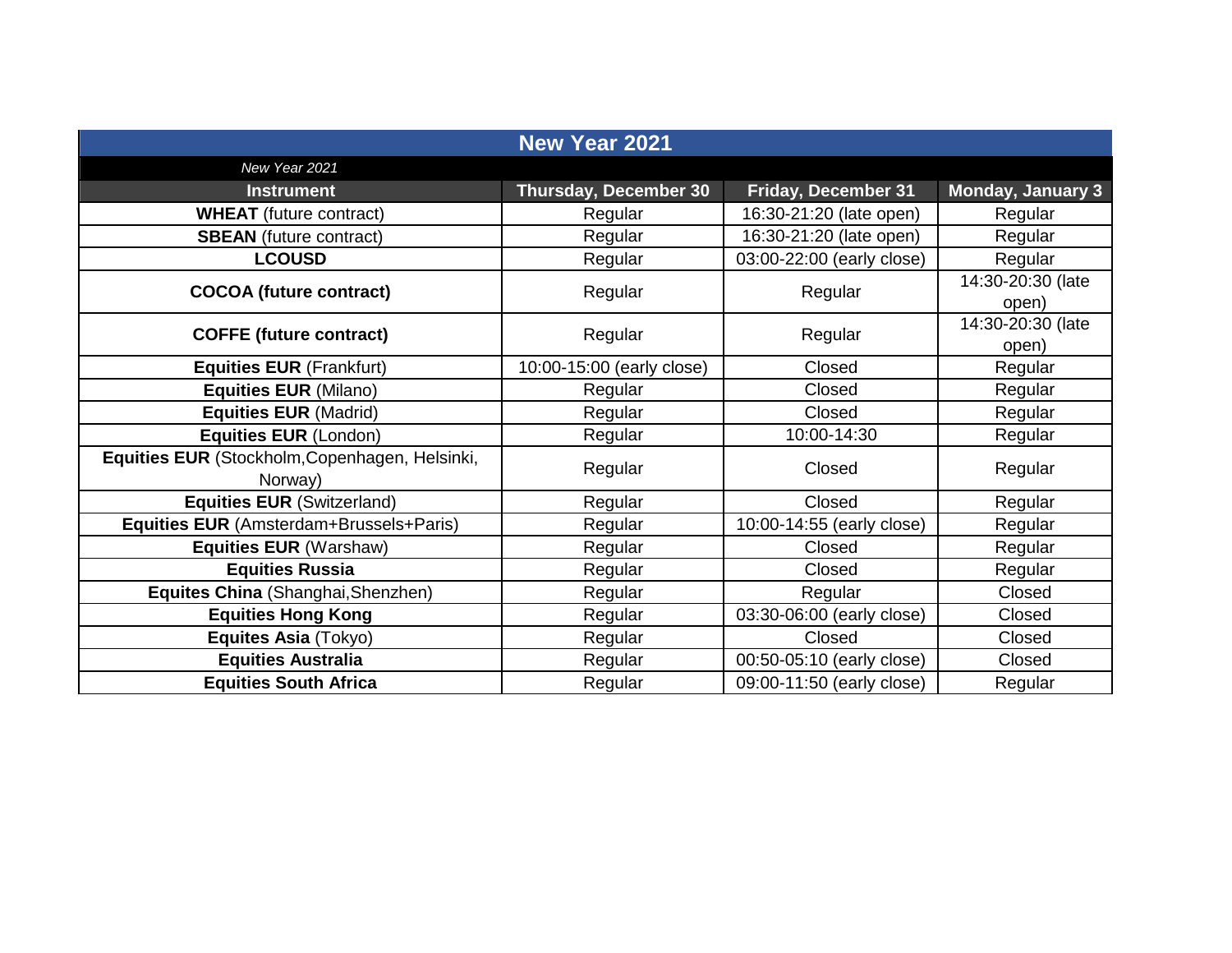## New Year 2021

*New Year 2021*

| Instrument | Thursday, December 30 | Friday, December 31 | Monday, January 3 |
|---|---|---|---|
| **WHEAT** (future contract) | Regular | 16:30-21:20 (late open) | Regular |
| **SBEAN** (future contract) | Regular | 16:30-21:20 (late open) | Regular |
| **LCOUSD** | Regular | 03:00-22:00 (early close) | Regular |
| **COCOA (future contract)** | Regular | Regular | 14:30-20:30 (late open) |
| **COFFE (future contract)** | Regular | Regular | 14:30-20:30 (late open) |
| **Equities EUR** (Frankfurt) | 10:00-15:00 (early close) | Closed | Regular |
| **Equities EUR** (Milano) | Regular | Closed | Regular |
| **Equities EUR** (Madrid) | Regular | Closed | Regular |
| **Equities EUR** (London) | Regular | 10:00-14:30 | Regular |
| **Equities EUR** (Stockholm,Copenhagen, Helsinki, Norway) | Regular | Closed | Regular |
| **Equities EUR** (Switzerland) | Regular | Closed | Regular |
| **Equities EUR** (Amsterdam+Brussels+Paris) | Regular | 10:00-14:55 (early close) | Regular |
| **Equities EUR** (Warshaw) | Regular | Closed | Regular |
| **Equities Russia** | Regular | Closed | Regular |
| **Equites China** (Shanghai,Shenzhen) | Regular | Regular | Closed |
| **Equities Hong Kong** | Regular | 03:30-06:00 (early close) | Closed |
| **Equites Asia** (Tokyo) | Regular | Closed | Closed |
| **Equities Australia** | Regular | 00:50-05:10 (early close) | Closed |
| **Equities South Africa** | Regular | 09:00-11:50 (early close) | Regular |